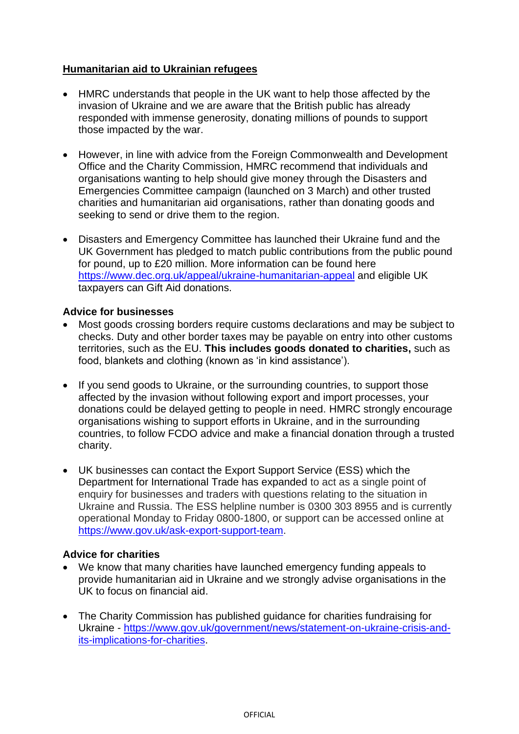## **Humanitarian aid to Ukrainian refugees**

- HMRC understands that people in the UK want to help those affected by the invasion of Ukraine and we are aware that the British public has already responded with immense generosity, donating millions of pounds to support those impacted by the war.

- However, in line with advice from the Foreign Commonwealth and Development Office and the Charity Commission, HMRC recommend that individuals and organisations wanting to help should give money through the Disasters and Emergencies Committee campaign (launched on 3 March) and other trusted charities and humanitarian aid organisations, rather than donating goods and seeking to send or drive them to the region.

- Disasters and Emergency Committee has launched their Ukraine fund and the UK Government has pledged to match public contributions from the public pound for pound, up to £20 million. More information can be found here https://www.dec.org.uk/appeal/ukraine-humanitarian-appeal and eligible UK taxpayers can Gift Aid donations.

### **Advice for businesses**

- Most goods crossing borders require customs declarations and may be subject to checks. Duty and other border taxes may be payable on entry into other customs territories, such as the EU. **This includes goods donated to charities,** such as food, blankets and clothing (known as 'in kind assistance').

- If you send goods to Ukraine, or the surrounding countries, to support those affected by the invasion without following export and import processes, your donations could be delayed getting to people in need. HMRC strongly encourage organisations wishing to support efforts in Ukraine, and in the surrounding countries, to follow FCDO advice and make a financial donation through a trusted charity.

- UK businesses can contact the Export Support Service (ESS) which the Department for International Trade has expanded to act as a single point of enquiry for businesses and traders with questions relating to the situation in Ukraine and Russia. The ESS helpline number is 0300 303 8955 and is currently operational Monday to Friday 0800-1800, or support can be accessed online at https://www.gov.uk/ask-export-support-team.

### **Advice for charities**

- We know that many charities have launched emergency funding appeals to provide humanitarian aid in Ukraine and we strongly advise organisations in the UK to focus on financial aid.

- The Charity Commission has published guidance for charities fundraising for Ukraine - https://www.gov.uk/government/news/statement-on-ukraine-crisis-and-its-implications-for-charities.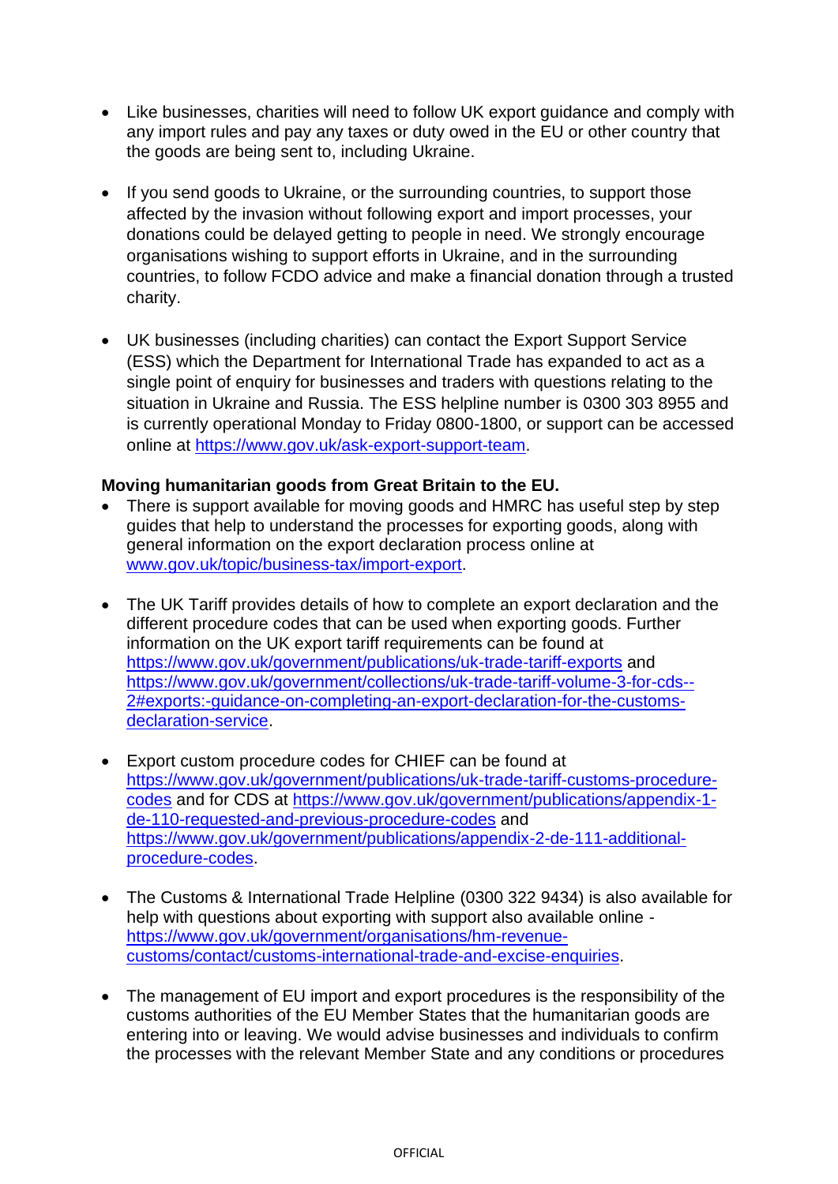- Like businesses, charities will need to follow UK export guidance and comply with any import rules and pay any taxes or duty owed in the EU or other country that the goods are being sent to, including Ukraine.

- If you send goods to Ukraine, or the surrounding countries, to support those affected by the invasion without following export and import processes, your donations could be delayed getting to people in need. We strongly encourage organisations wishing to support efforts in Ukraine, and in the surrounding countries, to follow FCDO advice and make a financial donation through a trusted charity.

- UK businesses (including charities) can contact the Export Support Service (ESS) which the Department for International Trade has expanded to act as a single point of enquiry for businesses and traders with questions relating to the situation in Ukraine and Russia. The ESS helpline number is 0300 303 8955 and is currently operational Monday to Friday 0800-1800, or support can be accessed online at https://www.gov.uk/ask-export-support-team.

**Moving humanitarian goods from Great Britain to the EU.**

- There is support available for moving goods and HMRC has useful step by step guides that help to understand the processes for exporting goods, along with general information on the export declaration process online at www.gov.uk/topic/business-tax/import-export.

- The UK Tariff provides details of how to complete an export declaration and the different procedure codes that can be used when exporting goods. Further information on the UK export tariff requirements can be found at https://www.gov.uk/government/publications/uk-trade-tariff-exports and https://www.gov.uk/government/collections/uk-trade-tariff-volume-3-for-cds--2#exports:-guidance-on-completing-an-export-declaration-for-the-customs-declaration-service.

- Export custom procedure codes for CHIEF can be found at https://www.gov.uk/government/publications/uk-trade-tariff-customs-procedure-codes and for CDS at https://www.gov.uk/government/publications/appendix-1-de-110-requested-and-previous-procedure-codes and https://www.gov.uk/government/publications/appendix-2-de-111-additional-procedure-codes.

- The Customs & International Trade Helpline (0300 322 9434) is also available for help with questions about exporting with support also available online - https://www.gov.uk/government/organisations/hm-revenue-customs/contact/customs-international-trade-and-excise-enquiries.

- The management of EU import and export procedures is the responsibility of the customs authorities of the EU Member States that the humanitarian goods are entering into or leaving. We would advise businesses and individuals to confirm the processes with the relevant Member State and any conditions or procedures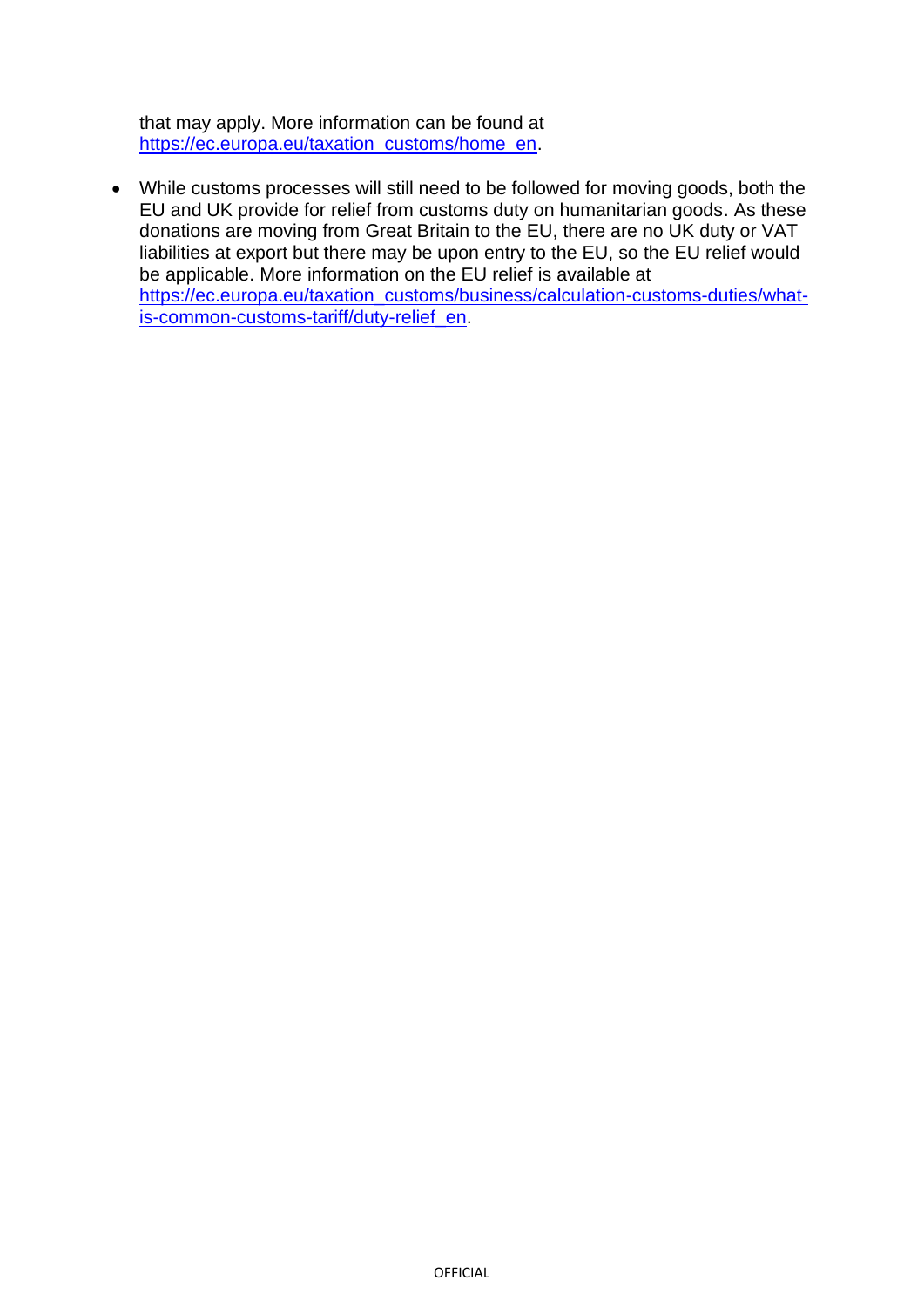that may apply. More information can be found at [https://ec.europa.eu/taxation_customs/home_en](https://ec.europa.eu/taxation_customs/home_en).

- While customs processes will still need to be followed for moving goods, both the EU and UK provide for relief from customs duty on humanitarian goods. As these donations are moving from Great Britain to the EU, there are no UK duty or VAT liabilities at export but there may be upon entry to the EU, so the EU relief would be applicable. More information on the EU relief is available at [https://ec.europa.eu/taxation_customs/business/calculation-customs-duties/what-is-common-customs-tariff/duty-relief_en](https://ec.europa.eu/taxation_customs/business/calculation-customs-duties/what-is-common-customs-tariff/duty-relief_en).